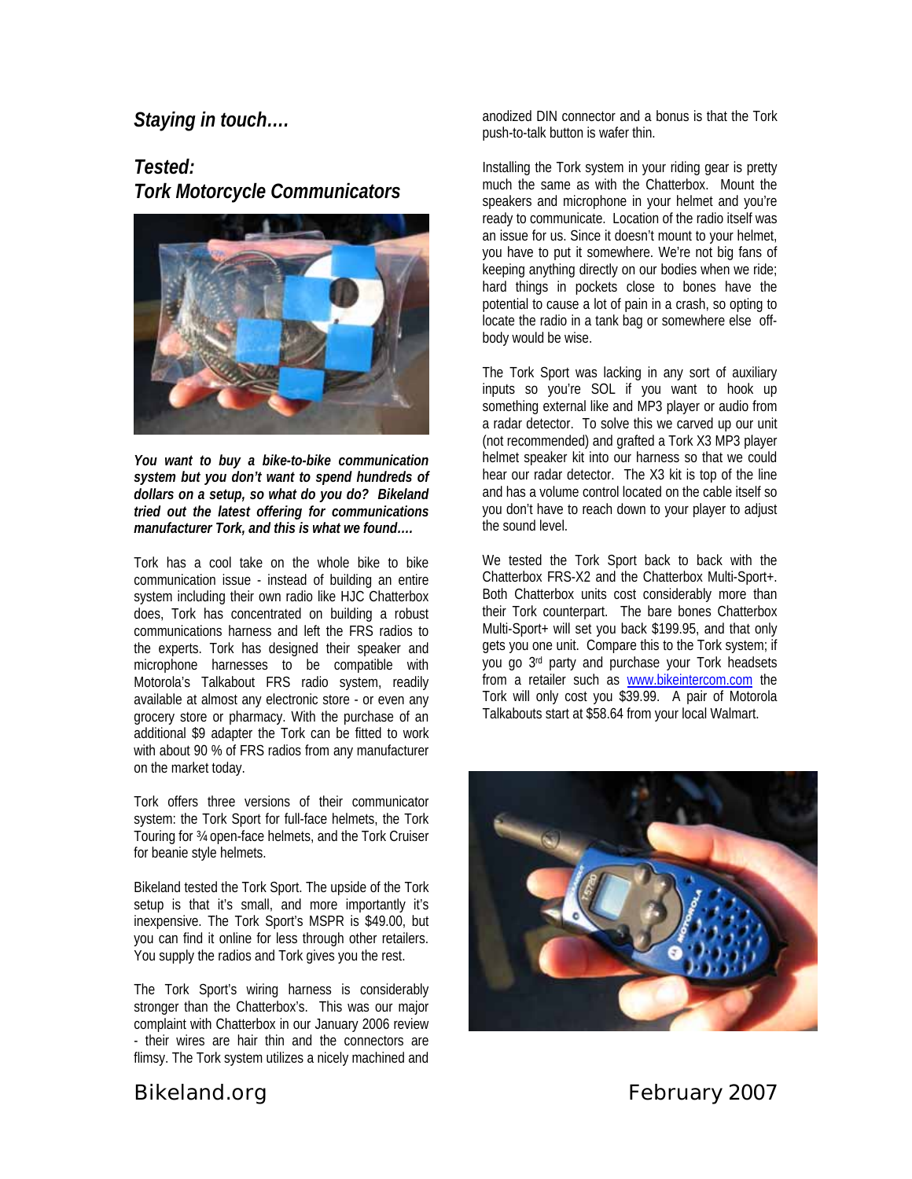## *Staying in touch….*

## *Tested: Tork Motorcycle Communicators*

***You want to buy a bike-to-bike communication system but you don't want to spend hundreds of dollars on a setup, so what do you do? Bikeland tried out the latest offering for communications manufacturer Tork, and this is what we found….***

Tork has a cool take on the whole bike to bike communication issue - instead of building an entire system including their own radio like HJC Chatterbox does, Tork has concentrated on building a robust communications harness and left the FRS radios to the experts. Tork has designed their speaker and microphone harnesses to be compatible with Motorola's Talkabout FRS radio system, readily available at almost any electronic store - or even any grocery store or pharmacy. With the purchase of an additional $9 adapter the Tork can be fitted to work with about 90 % of FRS radios from any manufacturer on the market today.

Tork offers three versions of their communicator system: the Tork Sport for full-face helmets, the Tork Touring for ¾ open-face helmets, and the Tork Cruiser for beanie style helmets.

Bikeland tested the Tork Sport. The upside of the Tork setup is that it's small, and more importantly it's inexpensive. The Tork Sport's MSPR is $49.00, but you can find it online for less through other retailers. You supply the radios and Tork gives you the rest.

The Tork Sport's wiring harness is considerably stronger than the Chatterbox's. This was our major complaint with Chatterbox in our January 2006 review - their wires are hair thin and the connectors are flimsy. The Tork system utilizes a nicely machined and anodized DIN connector and a bonus is that the Tork push-to-talk button is wafer thin.

Installing the Tork system in your riding gear is pretty much the same as with the Chatterbox. Mount the speakers and microphone in your helmet and you're ready to communicate. Location of the radio itself was an issue for us. Since it doesn't mount to your helmet, you have to put it somewhere. We're not big fans of keeping anything directly on our bodies when we ride; hard things in pockets close to bones have the potential to cause a lot of pain in a crash, so opting to locate the radio in a tank bag or somewhere else off-body would be wise.

The Tork Sport was lacking in any sort of auxiliary inputs so you're SOL if you want to hook up something external like and MP3 player or audio from a radar detector. To solve this we carved up our unit (not recommended) and grafted a Tork X3 MP3 player helmet speaker kit into our harness so that we could hear our radar detector. The X3 kit is top of the line and has a volume control located on the cable itself so you don't have to reach down to your player to adjust the sound level.

We tested the Tork Sport back to back with the Chatterbox FRS-X2 and the Chatterbox Multi-Sport+. Both Chatterbox units cost considerably more than their Tork counterpart. The bare bones Chatterbox Multi-Sport+ will set you back $199.95, and that only gets you one unit. Compare this to the Tork system; if you go 3rd party and purchase your Tork headsets from a retailer such as www.bikeintercom.com the Tork will only cost you $39.99. A pair of Motorola Talkabouts start at $58.64 from your local Walmart.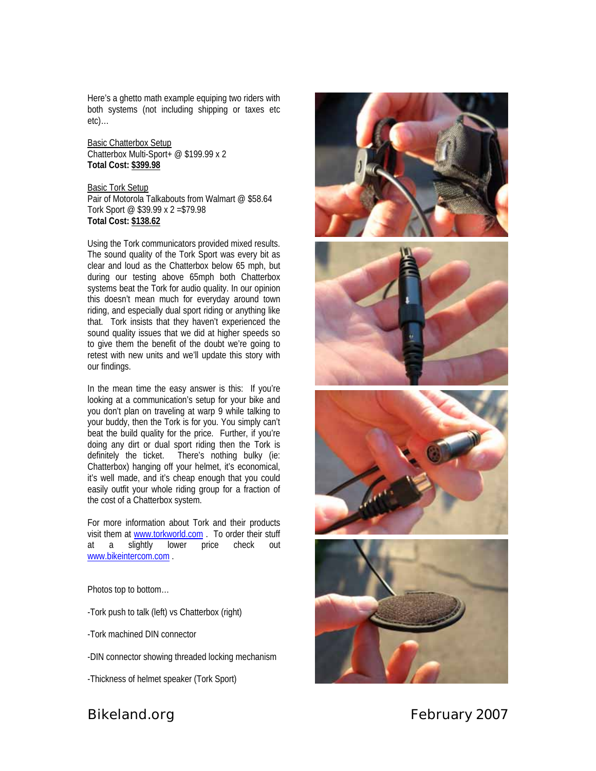Here's a ghetto math example equiping two riders with both systems (not including shipping or taxes etc etc)…

Basic Chatterbox Setup
Chatterbox Multi-Sport+ @ $199.99 x 2
**Total Cost: $399.98**

Basic Tork Setup
Pair of Motorola Talkabouts from Walmart @ $58.64
Tork Sport @ $39.99 x 2 =$79.98
**Total Cost: $138.62**

Using the Tork communicators provided mixed results. The sound quality of the Tork Sport was every bit as clear and loud as the Chatterbox below 65 mph, but during our testing above 65mph both Chatterbox systems beat the Tork for audio quality. In our opinion this doesn't mean much for everyday around town riding, and especially dual sport riding or anything like that. Tork insists that they haven't experienced the sound quality issues that we did at higher speeds so to give them the benefit of the doubt we're going to retest with new units and we'll update this story with our findings.

In the mean time the easy answer is this: If you're looking at a communication's setup for your bike and you don't plan on traveling at warp 9 while talking to your buddy, then the Tork is for you. You simply can't beat the build quality for the price. Further, if you're doing any dirt or dual sport riding then the Tork is definitely the ticket. There's nothing bulky (ie: Chatterbox) hanging off your helmet, it's economical, it's well made, and it's cheap enough that you could easily outfit your whole riding group for a fraction of the cost of a Chatterbox system.

For more information about Tork and their products visit them at www.torkworld.com . To order their stuff at a slightly lower price check out www.bikeintercom.com .

Photos top to bottom…

-Tork push to talk (left) vs Chatterbox (right)

-Tork machined DIN connector

-DIN connector showing threaded locking mechanism

-Thickness of helmet speaker (Tork Sport)